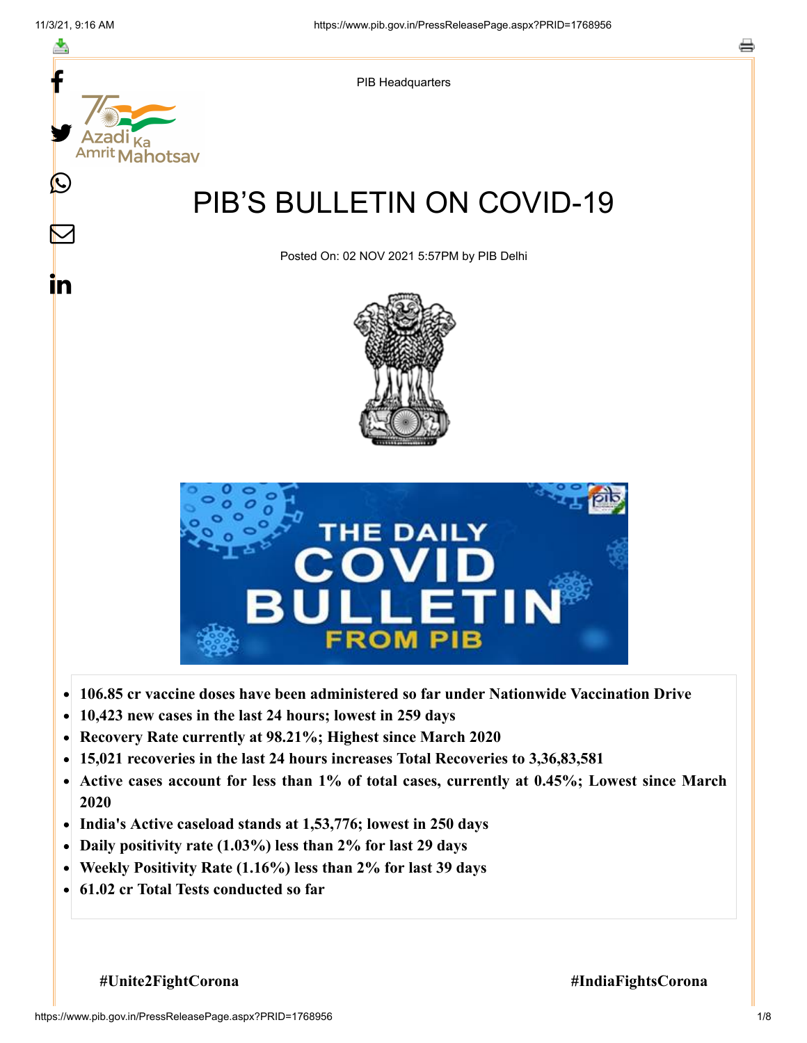PIB Headquarters

# PIB'S BULLETIN ON COVID-19

Posted On: 02 NOV 2021 5:57PM by PIB Delhi

- **106.85 cr vaccine doses have been administered so far under Nationwide Vaccination Drive**
- **10,423 new cases in the last 24 hours; lowest in 259 days**
- **Recovery Rate currently at 98.21%; Highest since March 2020**
- **15,021 recoveries in the last 24 hours increases Total Recoveries to 3,36,83,581**
- **Active cases account for less than 1% of total cases, currently at 0.45%; Lowest since March 2020**
- **India's Active caseload stands at 1,53,776; lowest in 250 days**
- **Daily positivity rate (1.03%) less than 2% for last 29 days**
- **Weekly Positivity Rate (1.16%) less than 2% for last 39 days**
- **61.02 cr Total Tests conducted so far**

**#Unite2FightCorona** **#IndiaFightsCorona**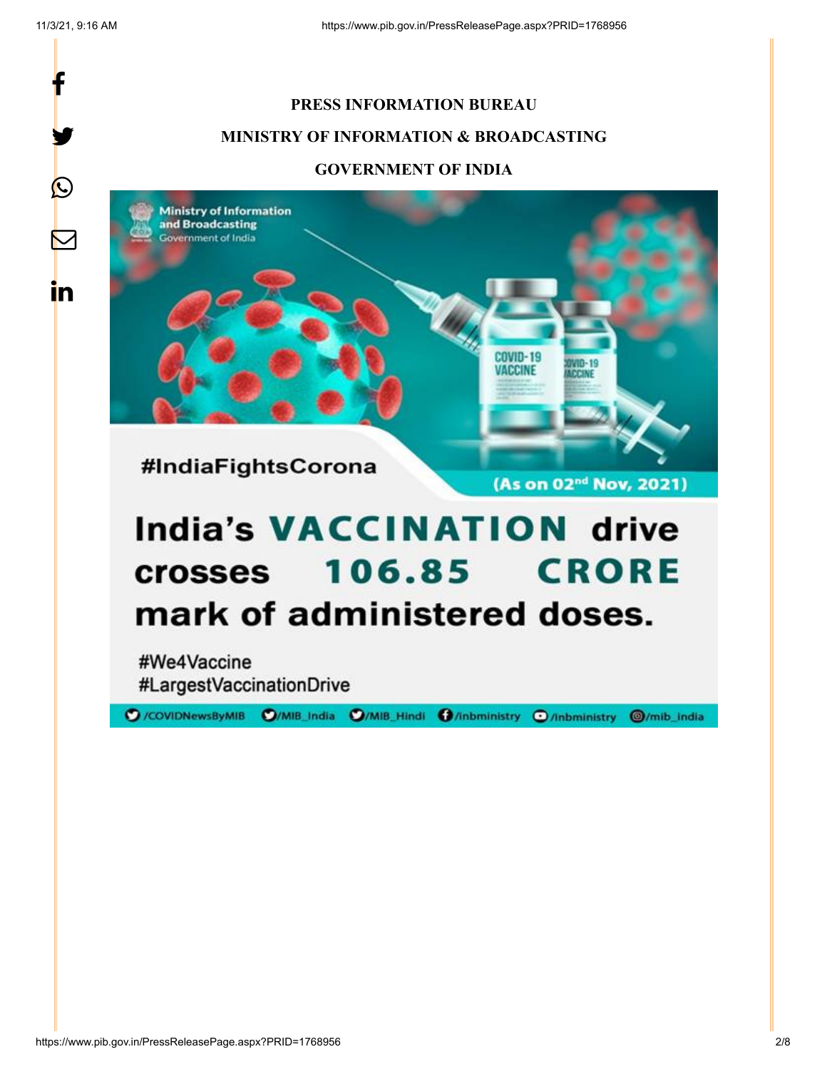**PRESS INFORMATION BUREAU**

**MINISTRY OF INFORMATION & BROADCASTING**

**GOVERNMENT OF INDIA**

Ministry of Information and Broadcasting
Government of India

#IndiaFightsCorona

(As on 02nd Nov, 2021)

# India's VACCINATION drive crosses 106.85 CRORE mark of administered doses.

#We4Vaccine
#LargestVaccinationDrive

/COVIDNewsByMIB /MIB_India /MIB_Hindi /inbministry /inbministry /mib_india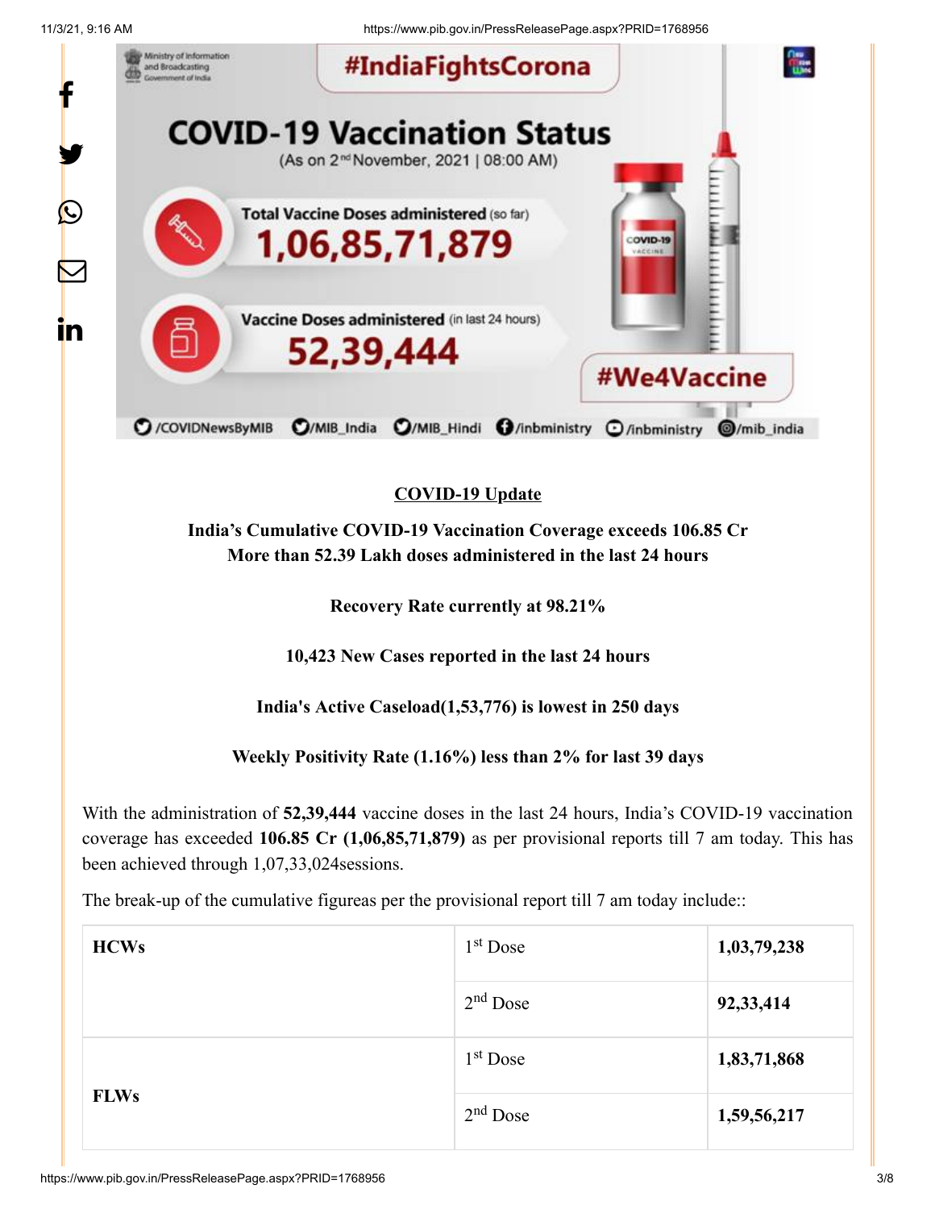## COVID-19 Update

**India's Cumulative COVID-19 Vaccination Coverage exceeds 106.85 Cr**
**More than 52.39 Lakh doses administered in the last 24 hours**

**Recovery Rate currently at 98.21%**

**10,423 New Cases reported in the last 24 hours**

**India's Active Caseload(1,53,776) is lowest in 250 days**

**Weekly Positivity Rate (1.16%) less than 2% for last 39 days**

With the administration of **52,39,444** vaccine doses in the last 24 hours, India's COVID-19 vaccination coverage has exceeded **106.85 Cr (1,06,85,71,879)** as per provisional reports till 7 am today. This has been achieved through 1,07,33,024sessions.

The break-up of the cumulative figureas per the provisional report till 7 am today include::

| | | |
|---|---|---|
| **HCWs** | 1st Dose | **1,03,79,238** |
| | 2nd Dose | **92,33,414** |
| **FLWs** | 1st Dose | **1,83,71,868** |
| | 2nd Dose | **1,59,56,217** |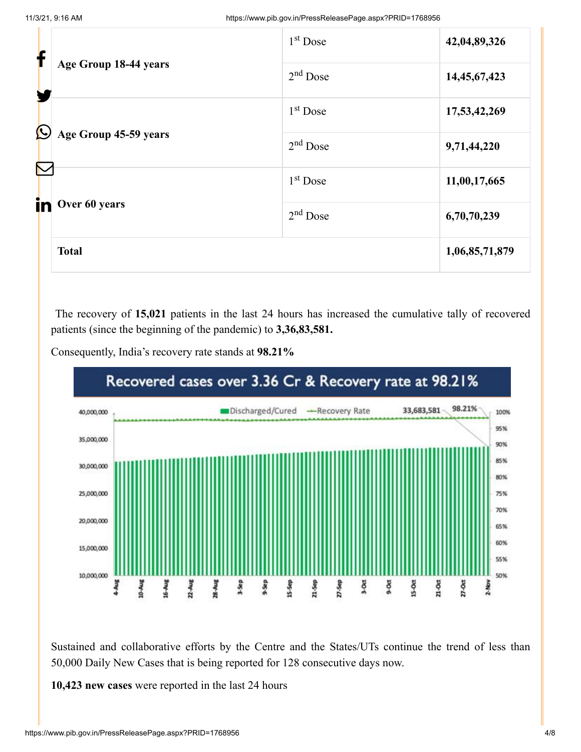| Age Group 18-44 years | 1st Dose | **42,04,89,326** |
|---|---|---|
| | 2nd Dose | **14,45,67,423** |
| Age Group 45-59 years | 1st Dose | **17,53,42,269** |
| | 2nd Dose | **9,71,44,220** |
| Over 60 years | 1st Dose | **11,00,17,665** |
| | 2nd Dose | **6,70,70,239** |
| **Total** | | **1,06,85,71,879** |

The recovery of **15,021** patients in the last 24 hours has increased the cumulative tally of recovered patients (since the beginning of the pandemic) to **3,36,83,581.**

Consequently, India's recovery rate stands at **98.21%**

Recovered cases over 3.36 Cr & Recovery rate at 98.21%

Sustained and collaborative efforts by the Centre and the States/UTs continue the trend of less than 50,000 Daily New Cases that is being reported for 128 consecutive days now.

**10,423 new cases** were reported in the last 24 hours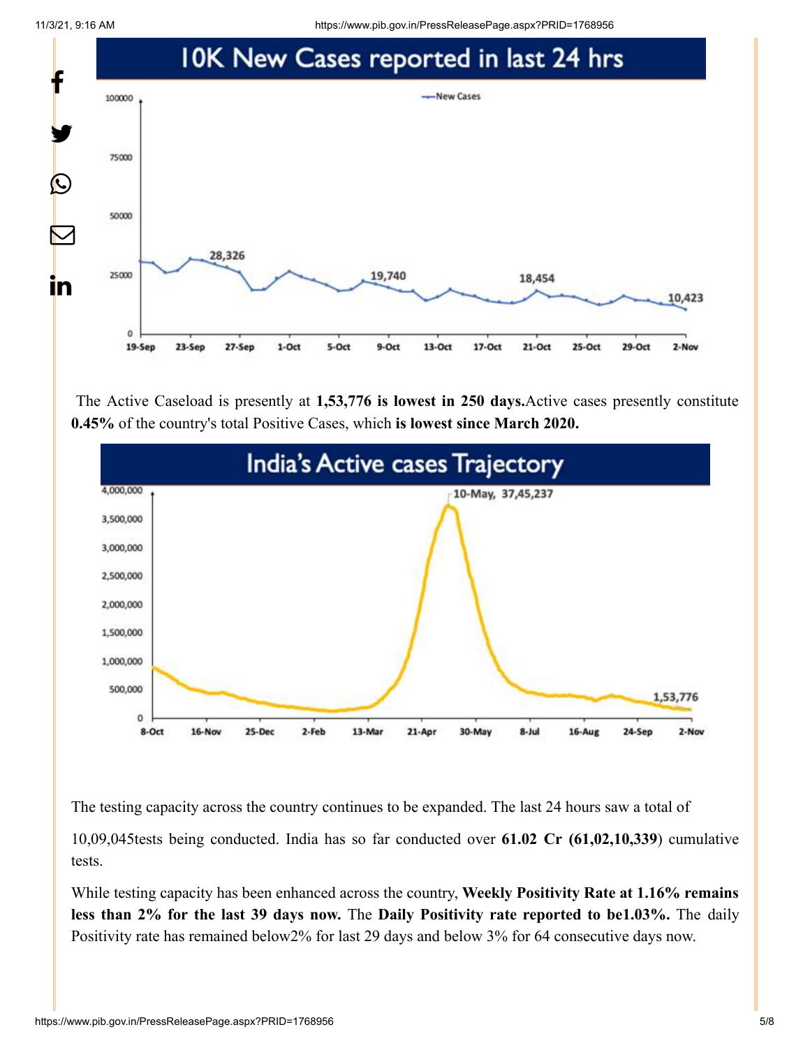## 10K New Cases reported in last 24 hrs

The Active Caseload is presently at **1,53,776 is lowest in 250 days.**Active cases presently constitute **0.45%** of the country's total Positive Cases, which **is lowest since March 2020.**

## India's Active cases Trajectory

The testing capacity across the country continues to be expanded. The last 24 hours saw a total of 10,09,045tests being conducted. India has so far conducted over **61.02 Cr (61,02,10,339**) cumulative tests.

While testing capacity has been enhanced across the country, **Weekly Positivity Rate at 1.16% remains less than 2% for the last 39 days now.** The **Daily Positivity rate reported to be1.03%.** The daily Positivity rate has remained below2% for last 29 days and below 3% for 64 consecutive days now.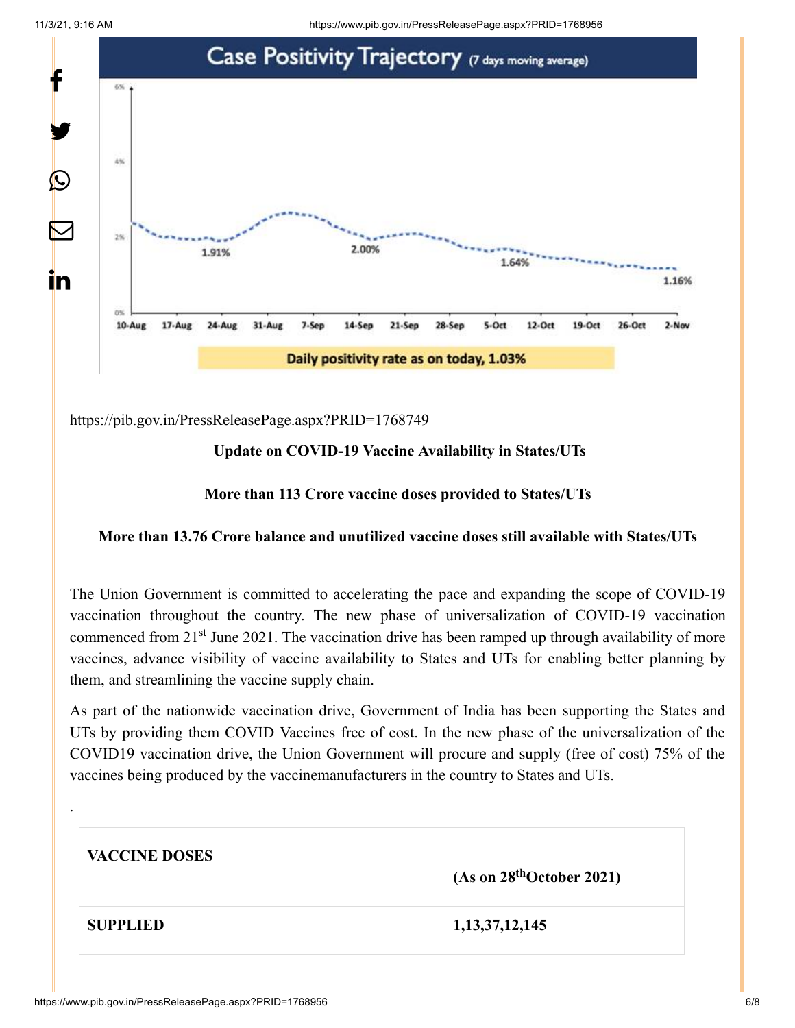## Case Positivity Trajectory (7 days moving average)

Daily positivity rate as on today, 1.03%

https://pib.gov.in/PressReleasePage.aspx?PRID=1768749

**Update on COVID-19 Vaccine Availability in States/UTs**

**More than 113 Crore vaccine doses provided to States/UTs**

**More than 13.76 Crore balance and unutilized vaccine doses still available with States/UTs**

The Union Government is committed to accelerating the pace and expanding the scope of COVID-19 vaccination throughout the country. The new phase of universalization of COVID-19 vaccination commenced from 21st June 2021. The vaccination drive has been ramped up through availability of more vaccines, advance visibility of vaccine availability to States and UTs for enabling better planning by them, and streamlining the vaccine supply chain.

As part of the nationwide vaccination drive, Government of India has been supporting the States and UTs by providing them COVID Vaccines free of cost. In the new phase of the universalization of the COVID19 vaccination drive, the Union Government will procure and supply (free of cost) 75% of the vaccines being produced by the vaccinemanufacturers in the country to States and UTs.

.

| **VACCINE DOSES** | **(As on 28th October 2021)** |
|---|---|
| **SUPPLIED** | **1,13,37,12,145** |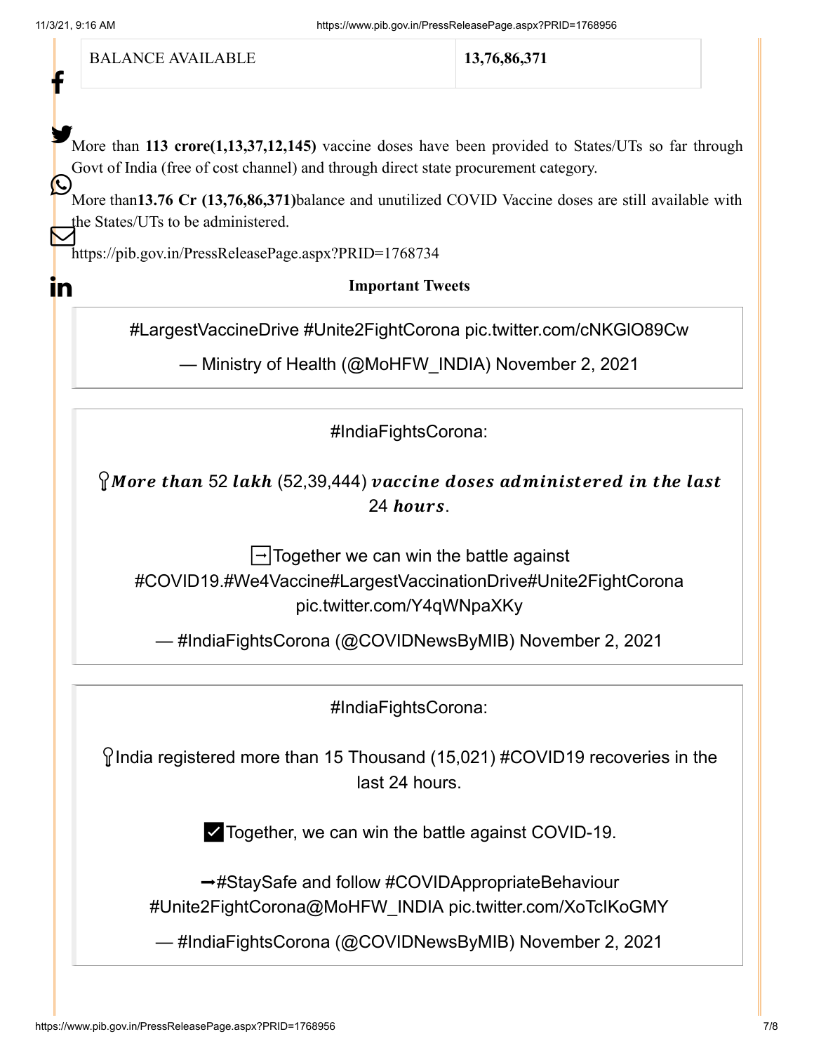| BALANCE AVAILABLE | **13,76,86,371** |
|---|---|

More than **113 crore(1,13,37,12,145)** vaccine doses have been provided to States/UTs so far through Govt of India (free of cost channel) and through direct state procurement category.

More than**13.76 Cr (13,76,86,371)**balance and unutilized COVID Vaccine doses are still available with the States/UTs to be administered.

https://pib.gov.in/PressReleasePage.aspx?PRID=1768734

**Important Tweets**

> #LargestVaccineDrive #Unite2FightCorona pic.twitter.com/cNKGlO89Cw
>
> — Ministry of Health (@MoHFW_INDIA) November 2, 2021

> #IndiaFightsCorona:
>
> *More than* 52 *lakh* (52,39,444) *vaccine doses administered in the last* 24 *hours*.
>
> Together we can win the battle against #COVID19.#We4Vaccine#LargestVaccinationDrive#Unite2FightCorona pic.twitter.com/Y4qWNpaXKy
>
> — #IndiaFightsCorona (@COVIDNewsByMIB) November 2, 2021

> #IndiaFightsCorona:
>
> India registered more than 15 Thousand (15,021) #COVID19 recoveries in the last 24 hours.
>
> ✅Together, we can win the battle against COVID-19.
>
> ➡#StaySafe and follow #COVIDAppropriateBehaviour #Unite2FightCorona@MoHFW_INDIA pic.twitter.com/XoTcIKoGMY
>
> — #IndiaFightsCorona (@COVIDNewsByMIB) November 2, 2021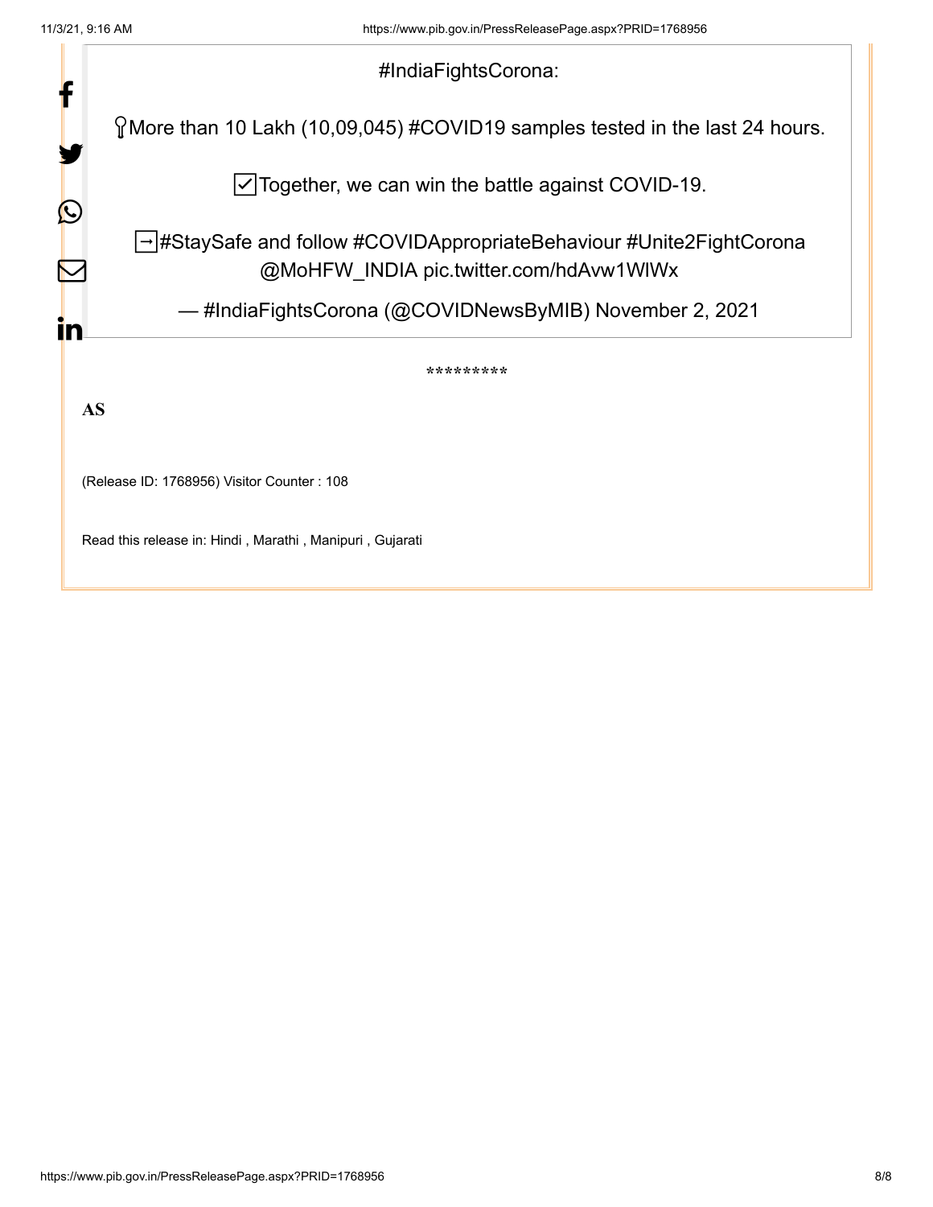#IndiaFightsCorona:

🔍More than 10 Lakh (10,09,045) #COVID19 samples tested in the last 24 hours.

☑️Together, we can win the battle against COVID-19.

➡️#StaySafe and follow #COVIDAppropriateBehaviour #Unite2FightCorona @MoHFW_INDIA pic.twitter.com/hdAvw1WlWx

— #IndiaFightsCorona (@COVIDNewsByMIB) November 2, 2021

*********

**AS**

(Release ID: 1768956) Visitor Counter : 108

Read this release in: Hindi , Marathi , Manipuri , Gujarati